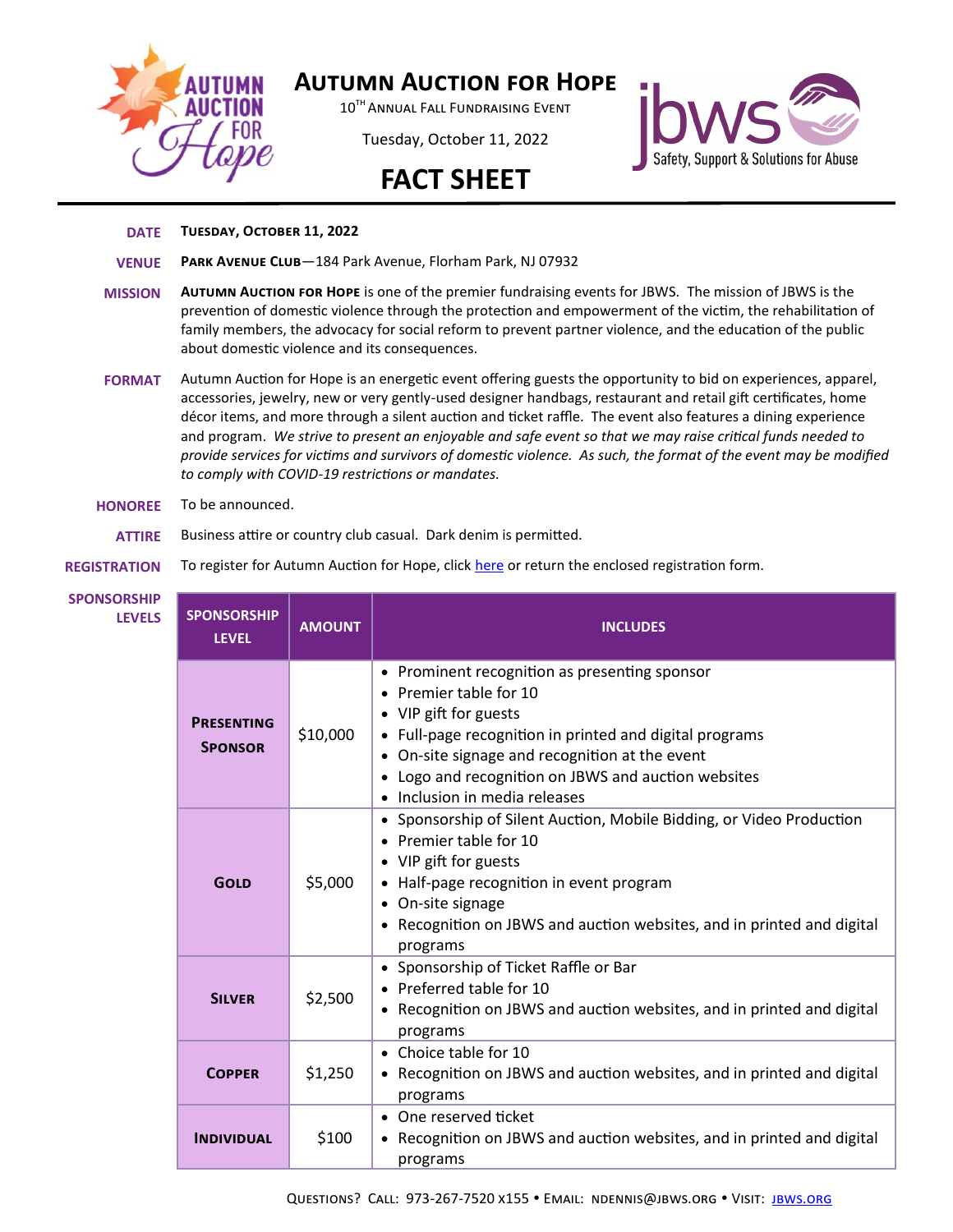# Autumn Auction for Hope

10TH Annual Fall Fundraising Event

Tuesday, October 11, 2022

## FACT SHEET

**DATE** — **Tuesday, October 11, 2022**

**VENUE** — **Park Avenue Club**—184 Park Avenue, Florham Park, NJ 07932

**MISSION** — **Autumn Auction for Hope** is one of the premier fundraising events for JBWS. The mission of JBWS is the prevention of domestic violence through the protection and empowerment of the victim, the rehabilitation of family members, the advocacy for social reform to prevent partner violence, and the education of the public about domestic violence and its consequences.

**FORMAT** — Autumn Auction for Hope is an energetic event offering guests the opportunity to bid on experiences, apparel, accessories, jewelry, new or very gently-used designer handbags, restaurant and retail gift certificates, home décor items, and more through a silent auction and ticket raffle. The event also features a dining experience and program. *We strive to present an enjoyable and safe event so that we may raise critical funds needed to provide services for victims and survivors of domestic violence. As such, the format of the event may be modified to comply with COVID-19 restrictions or mandates.*

**HONOREE** — To be announced.

**ATTIRE** — Business attire or country club casual. Dark denim is permitted.

**REGISTRATION** — To register for Autumn Auction for Hope, click here or return the enclosed registration form.

**SPONSORSHIP LEVELS**

| SPONSORSHIP LEVEL | AMOUNT | INCLUDES |
|---|---|---|
| **Presenting Sponsor** | $10,000 | • Prominent recognition as presenting sponsor<br>• Premier table for 10<br>• VIP gift for guests<br>• Full-page recognition in printed and digital programs<br>• On-site signage and recognition at the event<br>• Logo and recognition on JBWS and auction websites<br>• Inclusion in media releases |
| **Gold** | $5,000 | • Sponsorship of Silent Auction, Mobile Bidding, or Video Production<br>• Premier table for 10<br>• VIP gift for guests<br>• Half-page recognition in event program<br>• On-site signage<br>• Recognition on JBWS and auction websites, and in printed and digital programs |
| **Silver** | $2,500 | • Sponsorship of Ticket Raffle or Bar<br>• Preferred table for 10<br>• Recognition on JBWS and auction websites, and in printed and digital programs |
| **Copper** | $1,250 | • Choice table for 10<br>• Recognition on JBWS and auction websites, and in printed and digital programs |
| **Individual** | $100 | • One reserved ticket<br>• Recognition on JBWS and auction websites, and in printed and digital programs |

Questions? Call: 973-267-7520 x155 • Email: ndennis@jbws.org • Visit: jbws.org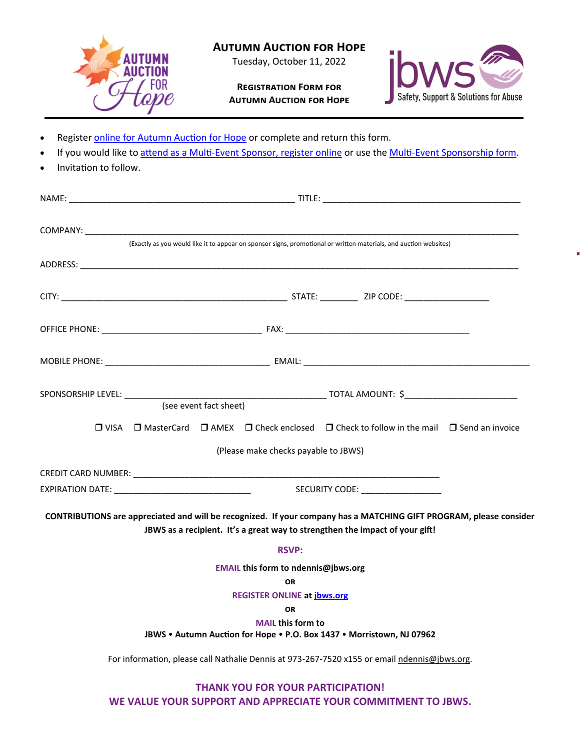# Autumn Auction for Hope

Tuesday, October 11, 2022

**Registration Form for Autumn Auction for Hope**

jbws Safety, Support & Solutions for Abuse

- Register online for Autumn Auction for Hope or complete and return this form.
- If you would like to attend as a Multi-Event Sponsor, register online or use the Multi-Event Sponsorship form.
- Invitation to follow.

NAME: _______________________________________________ TITLE: ____________________________________________

COMPANY: ___________________________________________________________________________________________

(Exactly as you would like it to appear on sponsor signs, promotional or written materials, and auction websites)

ADDRESS: ___________________________________________________________________________________________

CITY: _______________________________________________ STATE: ________ ZIP CODE: __________________

OFFICE PHONE: __________________________________ FAX: ______________________________________

MOBILE PHONE: __________________________________ EMAIL: ______________________________________________

SPONSORSHIP LEVEL: __________________________________________ TOTAL AMOUNT: $________________________

(see event fact sheet)

❐ VISA ❐ MasterCard ❐ AMEX ❐ Check enclosed ❐ Check to follow in the mail ❐ Send an invoice

(Please make checks payable to JBWS)

CREDIT CARD NUMBER: _______________________________________________________________

EXPIRATION DATE: ____________________________ SECURITY CODE: _________________

**CONTRIBUTIONS are appreciated and will be recognized. If your company has a MATCHING GIFT PROGRAM, please consider JBWS as a recipient. It's a great way to strengthen the impact of your gift!**

**RSVP:**

**EMAIL this form to ndennis@jbws.org**

**OR**

**REGISTER ONLINE at jbws.org**

**OR**

**MAIL this form to**

**JBWS • Autumn Auction for Hope • P.O. Box 1437 • Morristown, NJ 07962**

For information, please call Nathalie Dennis at 973-267-7520 x155 or email ndennis@jbws.org.

**THANK YOU FOR YOUR PARTICIPATION!**
**WE VALUE YOUR SUPPORT AND APPRECIATE YOUR COMMITMENT TO JBWS.**